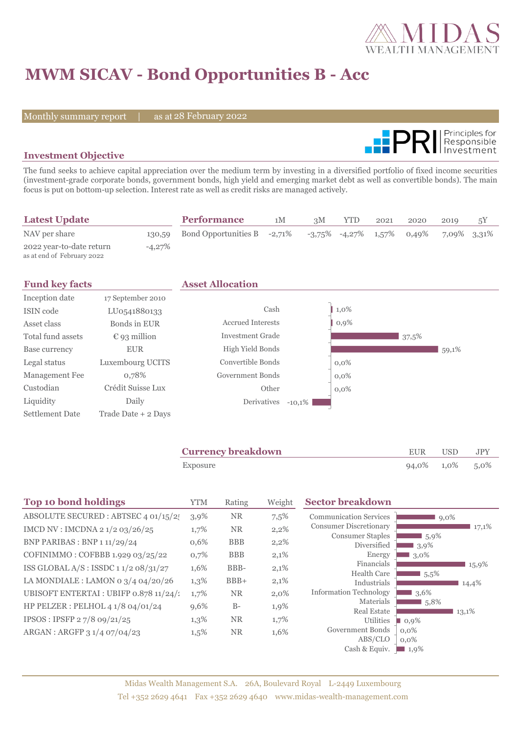# MWM SICAV - Bond Opportunities B - Acc

Monthly summary report | as at 28 February 2022

## Investment Objective

The fund seeks to achieve capital appreciation over the medium term by investing in a diversified portfolio of fixed income securities (investment-grade corporate bonds, government bonds, high yield and emerging market debt as well as convertible bonds). The main focus is put on bottom-up selection. Interest rate as well as credit risks are managed actively.

## Latest Update

| | |
|---|---|
| NAV per share | 130,59 |
| 2022 year-to-date return (as at end of February 2022) | -4,27% |

## Performance

| | 1M | 3M | YTD | 2021 | 2020 | 2019 | 5Y |
|---|---|---|---|---|---|---|---|
| Bond Opportunities B | -2,71% | -3,75% | -4,27% | 1,57% | 0,49% | 7,09% | 3,31% |

## Fund key facts

| | |
|---|---|
| Inception date | 17 September 2010 |
| ISIN code | LU0541880133 |
| Asset class | Bonds in EUR |
| Total fund assets | € 93 million |
| Base currency | EUR |
| Legal status | Luxembourg UCITS |
| Management Fee | 0,78% |
| Custodian | Crédit Suisse Lux |
| Liquidity | Daily |
| Settlement Date | Trade Date + 2 Days |

## Asset Allocation

| | |
|---|---|
| Cash | 1,0% |
| Accrued Interests | 0,9% |
| Investment Grade | 37,5% |
| High Yield Bonds | 59,1% |
| Convertible Bonds | 0,0% |
| Government Bonds | 0,0% |
| Other | 0,0% |
| Derivatives | -10,1% |

## Currency breakdown

| | EUR | USD | JPY |
|---|---|---|---|
| Exposure | 94,0% | 1,0% | 5,0% |

## Top 10 bond holdings

| | YTM | Rating | Weight |
|---|---|---|---|
| ABSOLUTE SECURED : ABTSEC 4 01/15/2 | 3,9% | NR | 7,5% |
| IMCD NV : IMCDNA 2 1/2 03/26/25 | 1,7% | NR | 2,2% |
| BNP PARIBAS : BNP 1 11/29/24 | 0,6% | BBB | 2,2% |
| COFINIMMO : COFBBB 1.929 03/25/22 | 0,7% | BBB | 2,1% |
| ISS GLOBAL A/S : ISSDC 1 1/2 08/31/27 | 1,6% | BBB- | 2,1% |
| LA MONDIALE : LAMON 0 3/4 04/20/26 | 1,3% | BBB+ | 2,1% |
| UBISOFT ENTERTAI : UBIFP 0.878 11/24/ | 1,7% | NR | 2,0% |
| HP PELZER : PELHOL 4 1/8 04/01/24 | 9,6% | B- | 1,9% |
| IPSOS : IPSFP 2 7/8 09/21/25 | 1,3% | NR | 1,7% |
| ARGAN : ARGFP 3 1/4 07/04/23 | 1,5% | NR | 1,6% |

## Sector breakdown

| | |
|---|---|
| Communication Services | 9,0% |
| Consumer Discretionary | 17,1% |
| Consumer Staples | 5,9% |
| Diversified | 3,9% |
| Energy | 3,0% |
| Financials | 15,9% |
| Health Care | 5,5% |
| Industrials | 14,4% |
| Information Technology | 3,6% |
| Materials | 5,8% |
| Real Estate | 13,1% |
| Utilities | 0,9% |
| Government Bonds | 0,0% |
| ABS/CLO | 0,0% |
| Cash & Equiv. | 1,9% |

Midas Wealth Management S.A. 26A, Boulevard Royal L-2449 Luxembourg
Tel +352 2629 4641 Fax +352 2629 4640 www.midas-wealth-management.com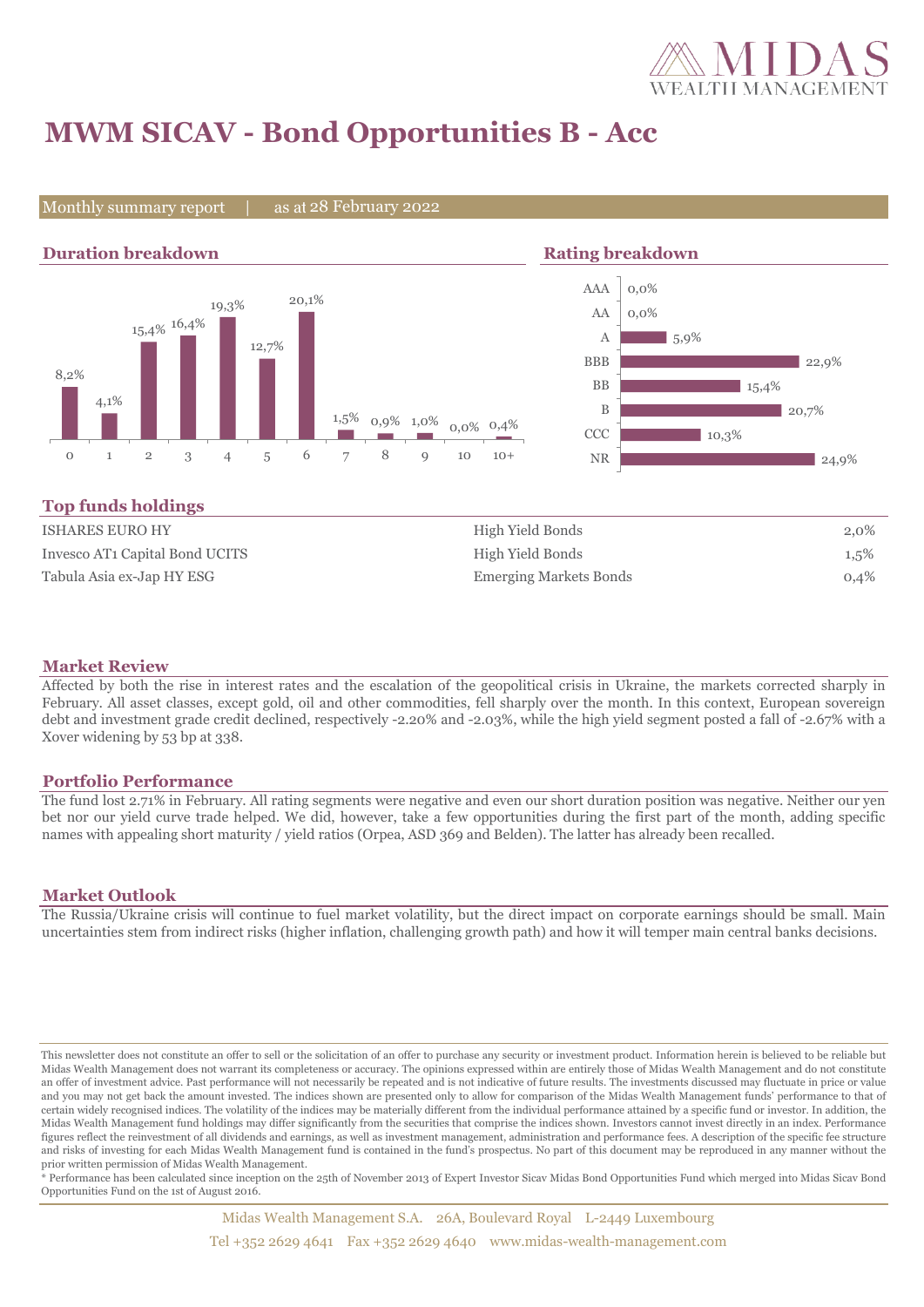# MWM SICAV - Bond Opportunities B - Acc

Monthly summary report | as at 28 February 2022

## Duration breakdown

8,2%
4,1%
15,4%
16,4%
19,3%
12,7%
20,1%
1,5%
0,9%
1,0%
0,0%
0,4%

0 1 2 3 4 5 6 7 8 9 10 10+

## Rating breakdown

AAA 0,0%
AA 0,0%
A 5,9%
BBB 22,9%
BB 15,4%
B 20,7%
CCC 10,3%
NR 24,9%

## Top funds holdings

| | | |
|---|---|---|
| ISHARES EURO HY | High Yield Bonds | 2,0% |
| Invesco AT1 Capital Bond UCITS | High Yield Bonds | 1,5% |
| Tabula Asia ex-Jap HY ESG | Emerging Markets Bonds | 0,4% |

## Market Review

Affected by both the rise in interest rates and the escalation of the geopolitical crisis in Ukraine, the markets corrected sharply in February. All asset classes, except gold, oil and other commodities, fell sharply over the month. In this context, European sovereign debt and investment grade credit declined, respectively -2.20% and -2.03%, while the high yield segment posted a fall of -2.67% with a Xover widening by 53 bp at 338.

## Portfolio Performance

The fund lost 2.71% in February. All rating segments were negative and even our short duration position was negative. Neither our yen bet nor our yield curve trade helped. We did, however, take a few opportunities during the first part of the month, adding specific names with appealing short maturity / yield ratios (Orpea, ASD 369 and Belden). The latter has already been recalled.

## Market Outlook

The Russia/Ukraine crisis will continue to fuel market volatility, but the direct impact on corporate earnings should be small. Main uncertainties stem from indirect risks (higher inflation, challenging growth path) and how it will temper main central banks decisions.

This newsletter does not constitute an offer to sell or the solicitation of an offer to purchase any security or investment product. Information herein is believed to be reliable but Midas Wealth Management does not warrant its completeness or accuracy. The opinions expressed within are entirely those of Midas Wealth Management and do not constitute an offer of investment advice. Past performance will not necessarily be repeated and is not indicative of future results. The investments discussed may fluctuate in price or value and you may not get back the amount invested. The indices shown are presented only to allow for comparison of the Midas Wealth Management funds' performance to that of certain widely recognised indices. The volatility of the indices may be materially different from the individual performance attained by a specific fund or investor. In addition, the Midas Wealth Management fund holdings may differ significantly from the securities that comprise the indices shown. Investors cannot invest directly in an index. Performance figures reflect the reinvestment of all dividends and earnings, as well as investment management, administration and performance fees. A description of the specific fee structure and risks of investing for each Midas Wealth Management fund is contained in the fund's prospectus. No part of this document may be reproduced in any manner without the prior written permission of Midas Wealth Management.

* Performance has been calculated since inception on the 25th of November 2013 of Expert Investor Sicav Midas Bond Opportunities Fund which merged into Midas Sicav Bond Opportunities Fund on the 1st of August 2016.

Midas Wealth Management S.A. 26A, Boulevard Royal L-2449 Luxembourg

Tel +352 2629 4641 Fax +352 2629 4640 www.midas-wealth-management.com